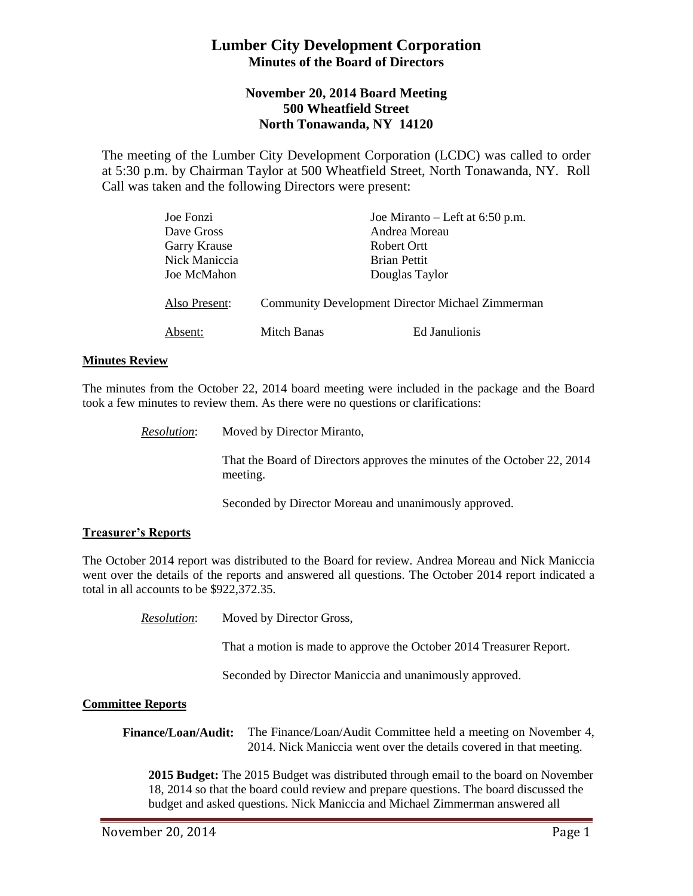# Lumber City Development Corporation

## Minutes of the Board of Directors

### November 20, 2014 Board Meeting
### 500 Wheatfield Street
### North Tonawanda, NY 14120

The meeting of the Lumber City Development Corporation (LCDC) was called to order at 5:30 p.m. by Chairman Taylor at 500 Wheatfield Street, North Tonawanda, NY. Roll Call was taken and the following Directors were present:

| | |
|---|---|
| Joe Fonzi | Joe Miranto – Left at 6:50 p.m. |
| Dave Gross | Andrea Moreau |
| Garry Krause | Robert Ortt |
| Nick Maniccia | Brian Pettit |
| Joe McMahon | Douglas Taylor |

Also Present: Community Development Director Michael Zimmerman

Absent: Mitch Banas, Ed Janulionis

**Minutes Review**

The minutes from the October 22, 2014 board meeting were included in the package and the Board took a few minutes to review them. As there were no questions or clarifications:

*Resolution*: Moved by Director Miranto,

That the Board of Directors approves the minutes of the October 22, 2014 meeting.

Seconded by Director Moreau and unanimously approved.

**Treasurer's Reports**

The October 2014 report was distributed to the Board for review. Andrea Moreau and Nick Maniccia went over the details of the reports and answered all questions. The October 2014 report indicated a total in all accounts to be $922,372.35.

*Resolution*: Moved by Director Gross,

That a motion is made to approve the October 2014 Treasurer Report.

Seconded by Director Maniccia and unanimously approved.

**Committee Reports**

**Finance/Loan/Audit:** The Finance/Loan/Audit Committee held a meeting on November 4, 2014. Nick Maniccia went over the details covered in that meeting.

**2015 Budget:** The 2015 Budget was distributed through email to the board on November 18, 2014 so that the board could review and prepare questions. The board discussed the budget and asked questions. Nick Maniccia and Michael Zimmerman answered all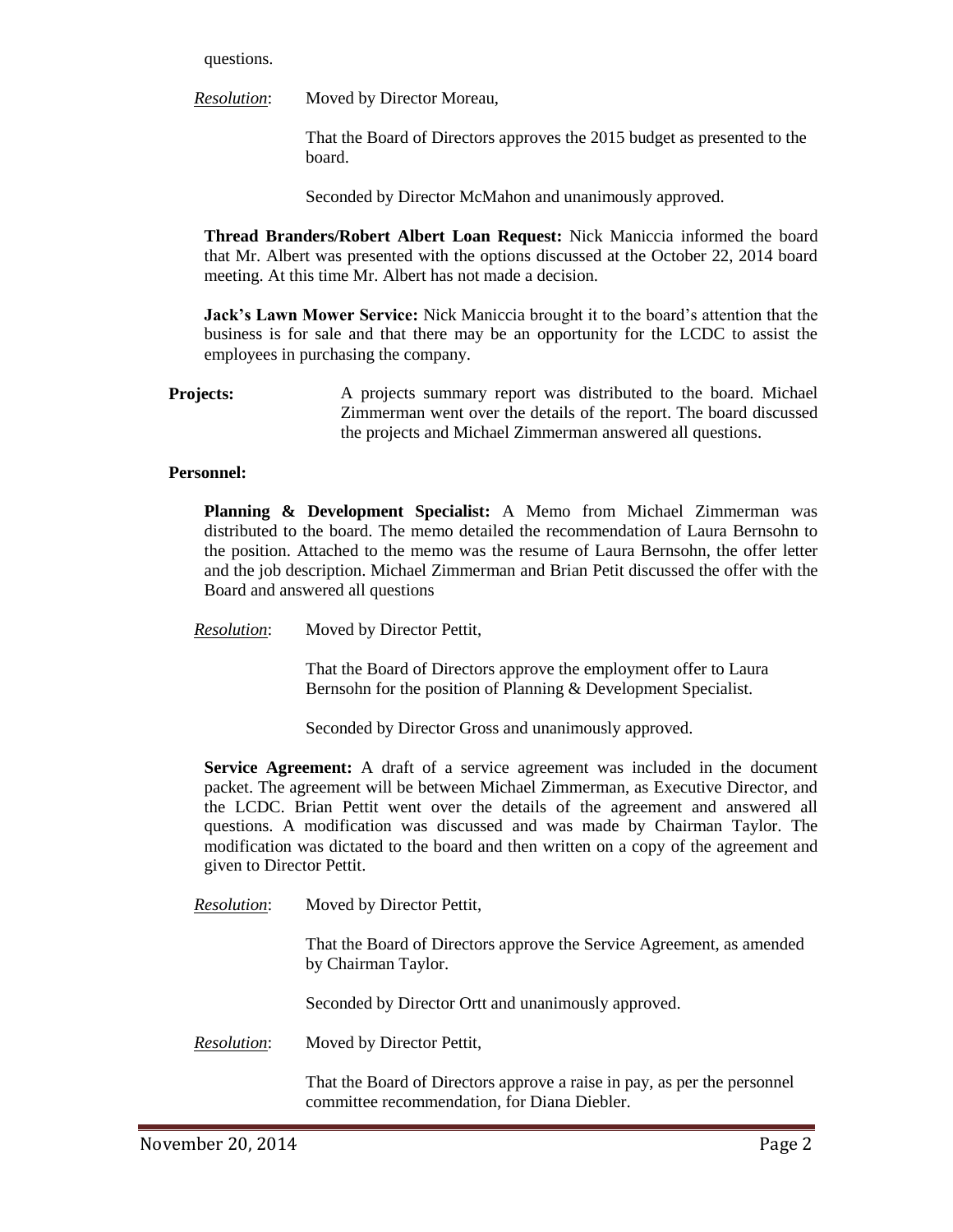questions.

*Resolution*: Moved by Director Moreau,

That the Board of Directors approves the 2015 budget as presented to the board.

Seconded by Director McMahon and unanimously approved.

**Thread Branders/Robert Albert Loan Request:** Nick Maniccia informed the board that Mr. Albert was presented with the options discussed at the October 22, 2014 board meeting. At this time Mr. Albert has not made a decision.

**Jack's Lawn Mower Service:** Nick Maniccia brought it to the board's attention that the business is for sale and that there may be an opportunity for the LCDC to assist the employees in purchasing the company.

**Projects:** A projects summary report was distributed to the board. Michael Zimmerman went over the details of the report. The board discussed the projects and Michael Zimmerman answered all questions.

**Personnel:**

**Planning & Development Specialist:** A Memo from Michael Zimmerman was distributed to the board. The memo detailed the recommendation of Laura Bernsohn to the position. Attached to the memo was the resume of Laura Bernsohn, the offer letter and the job description. Michael Zimmerman and Brian Petit discussed the offer with the Board and answered all questions

*Resolution*: Moved by Director Pettit,

That the Board of Directors approve the employment offer to Laura Bernsohn for the position of Planning & Development Specialist.

Seconded by Director Gross and unanimously approved.

**Service Agreement:** A draft of a service agreement was included in the document packet. The agreement will be between Michael Zimmerman, as Executive Director, and the LCDC. Brian Pettit went over the details of the agreement and answered all questions. A modification was discussed and was made by Chairman Taylor. The modification was dictated to the board and then written on a copy of the agreement and given to Director Pettit.

*Resolution*: Moved by Director Pettit,

That the Board of Directors approve the Service Agreement, as amended by Chairman Taylor.

Seconded by Director Ortt and unanimously approved.

*Resolution*: Moved by Director Pettit,

That the Board of Directors approve a raise in pay, as per the personnel committee recommendation, for Diana Diebler.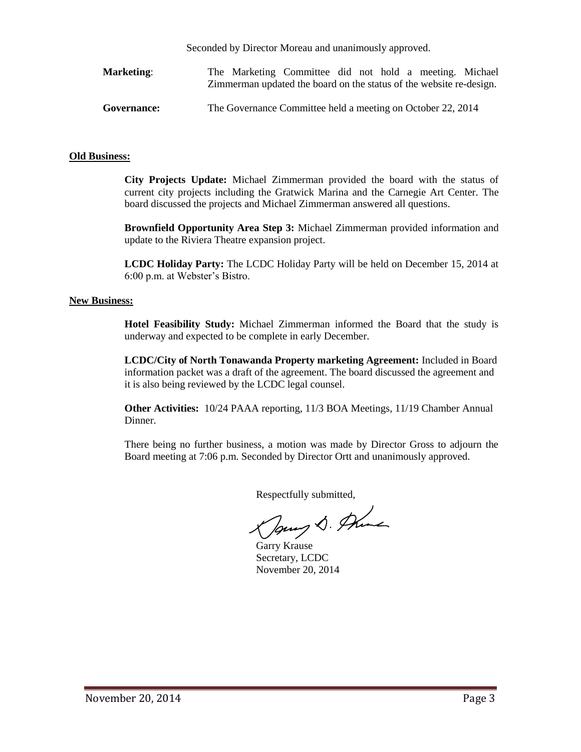Seconded by Director Moreau and unanimously approved.

**Marketing**: The Marketing Committee did not hold a meeting. Michael Zimmerman updated the board on the status of the website re-design.

**Governance:** The Governance Committee held a meeting on October 22, 2014

**Old Business:**

**City Projects Update:** Michael Zimmerman provided the board with the status of current city projects including the Gratwick Marina and the Carnegie Art Center. The board discussed the projects and Michael Zimmerman answered all questions.

**Brownfield Opportunity Area Step 3:** Michael Zimmerman provided information and update to the Riviera Theatre expansion project.

**LCDC Holiday Party:** The LCDC Holiday Party will be held on December 15, 2014 at 6:00 p.m. at Webster's Bistro.

**New Business:**

**Hotel Feasibility Study:** Michael Zimmerman informed the Board that the study is underway and expected to be complete in early December.

**LCDC/City of North Tonawanda Property marketing Agreement:** Included in Board information packet was a draft of the agreement. The board discussed the agreement and it is also being reviewed by the LCDC legal counsel.

**Other Activities:** 10/24 PAAA reporting, 11/3 BOA Meetings, 11/19 Chamber Annual Dinner.

There being no further business, a motion was made by Director Gross to adjourn the Board meeting at 7:06 p.m. Seconded by Director Ortt and unanimously approved.

Respectfully submitted,

Garry Krause
Secretary, LCDC
November 20, 2014